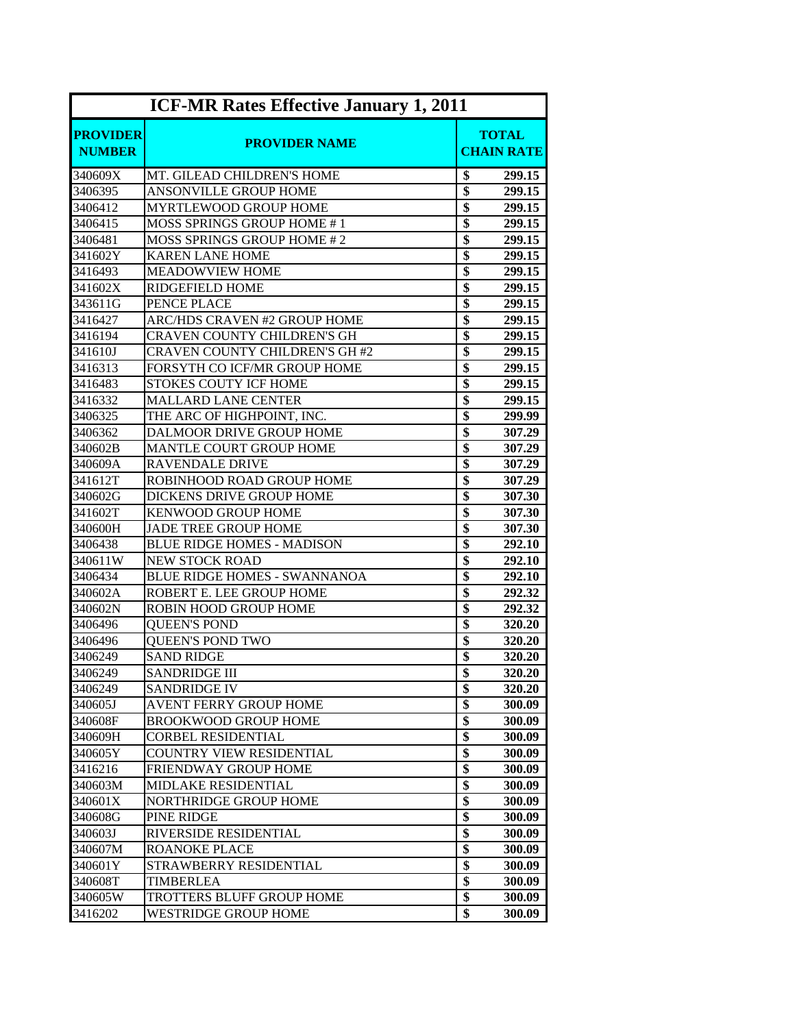| ICF-MR Rates Effective January 1, 2011 | | |
|---|---|---|
| **PROVIDER NUMBER** | **PROVIDER NAME** | **TOTAL CHAIN RATE** |
| 340609X | MT. GILEAD CHILDREN'S HOME | $ 299.15 |
| 3406395 | ANSONVILLE GROUP HOME | $ 299.15 |
| 3406412 | MYRTLEWOOD GROUP HOME | $ 299.15 |
| 3406415 | MOSS SPRINGS GROUP HOME # 1 | $ 299.15 |
| 3406481 | MOSS SPRINGS GROUP HOME # 2 | $ 299.15 |
| 341602Y | KAREN LANE HOME | $ 299.15 |
| 3416493 | MEADOWVIEW HOME | $ 299.15 |
| 341602X | RIDGEFIELD HOME | $ 299.15 |
| 343611G | PENCE PLACE | $ 299.15 |
| 3416427 | ARC/HDS CRAVEN #2 GROUP HOME | $ 299.15 |
| 3416194 | CRAVEN COUNTY CHILDREN'S GH | $ 299.15 |
| 341610J | CRAVEN COUNTY CHILDREN'S GH #2 | $ 299.15 |
| 3416313 | FORSYTH CO ICF/MR GROUP HOME | $ 299.15 |
| 3416483 | STOKES COUTY ICF HOME | $ 299.15 |
| 3416332 | MALLARD LANE CENTER | $ 299.15 |
| 3406325 | THE ARC OF HIGHPOINT, INC. | $ 299.99 |
| 3406362 | DALMOOR DRIVE GROUP HOME | $ 307.29 |
| 340602B | MANTLE COURT GROUP HOME | $ 307.29 |
| 340609A | RAVENDALE DRIVE | $ 307.29 |
| 341612T | ROBINHOOD ROAD GROUP HOME | $ 307.29 |
| 340602G | DICKENS DRIVE GROUP HOME | $ 307.30 |
| 341602T | KENWOOD GROUP HOME | $ 307.30 |
| 340600H | JADE TREE GROUP HOME | $ 307.30 |
| 3406438 | BLUE RIDGE HOMES - MADISON | $ 292.10 |
| 340611W | NEW STOCK ROAD | $ 292.10 |
| 3406434 | BLUE RIDGE HOMES - SWANNANOA | $ 292.10 |
| 340602A | ROBERT E. LEE GROUP HOME | $ 292.32 |
| 340602N | ROBIN HOOD GROUP HOME | $ 292.32 |
| 3406496 | QUEEN'S POND | $ 320.20 |
| 3406496 | QUEEN'S POND TWO | $ 320.20 |
| 3406249 | SAND RIDGE | $ 320.20 |
| 3406249 | SANDRIDGE III | $ 320.20 |
| 3406249 | SANDRIDGE IV | $ 320.20 |
| 340605J | AVENT FERRY GROUP HOME | $ 300.09 |
| 340608F | BROOKWOOD GROUP HOME | $ 300.09 |
| 340609H | CORBEL RESIDENTIAL | $ 300.09 |
| 340605Y | COUNTRY VIEW RESIDENTIAL | $ 300.09 |
| 3416216 | FRIENDWAY GROUP HOME | $ 300.09 |
| 340603M | MIDLAKE RESIDENTIAL | $ 300.09 |
| 340601X | NORTHRIDGE GROUP HOME | $ 300.09 |
| 340608G | PINE RIDGE | $ 300.09 |
| 340603J | RIVERSIDE RESIDENTIAL | $ 300.09 |
| 340607M | ROANOKE PLACE | $ 300.09 |
| 340601Y | STRAWBERRY RESIDENTIAL | $ 300.09 |
| 340608T | TIMBERLEA | $ 300.09 |
| 340605W | TROTTERS BLUFF GROUP HOME | $ 300.09 |
| 3416202 | WESTRIDGE GROUP HOME | $ 300.09 |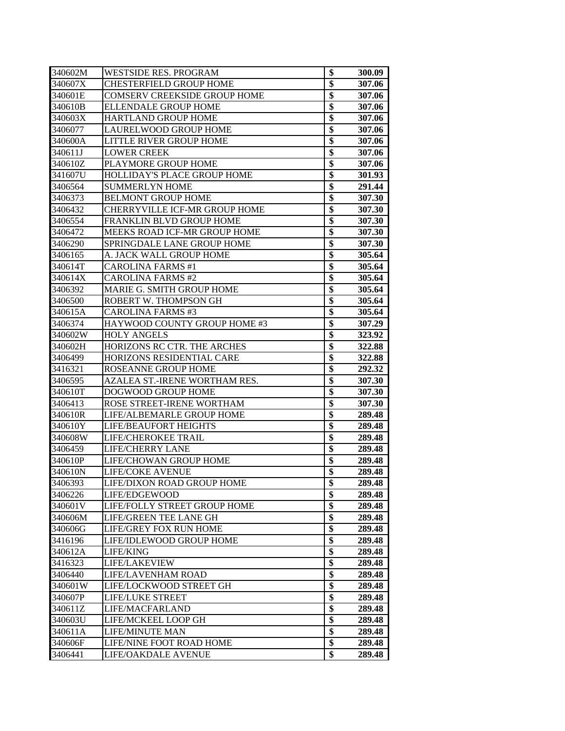| | | | |
|---|---|---|---|
| 340602M | WESTSIDE RES. PROGRAM | $ | **300.09** |
| 340607X | CHESTERFIELD GROUP HOME | $ | **307.06** |
| 340601E | COMSERV CREEKSIDE GROUP HOME | $ | **307.06** |
| 340610B | ELLENDALE GROUP HOME | $ | **307.06** |
| 340603X | HARTLAND GROUP HOME | $ | **307.06** |
| 3406077 | LAURELWOOD GROUP HOME | $ | **307.06** |
| 340600A | LITTLE RIVER GROUP HOME | $ | **307.06** |
| 340611J | LOWER CREEK | $ | **307.06** |
| 340610Z | PLAYMORE GROUP HOME | $ | **307.06** |
| 341607U | HOLLIDAY'S PLACE GROUP HOME | $ | **301.93** |
| 3406564 | SUMMERLYN HOME | $ | **291.44** |
| 3406373 | BELMONT GROUP HOME | $ | **307.30** |
| 3406432 | CHERRYVILLE ICF-MR GROUP HOME | $ | **307.30** |
| 3406554 | FRANKLIN BLVD GROUP HOME | $ | **307.30** |
| 3406472 | MEEKS ROAD ICF-MR GROUP HOME | $ | **307.30** |
| 3406290 | SPRINGDALE LANE GROUP HOME | $ | **307.30** |
| 3406165 | A. JACK WALL GROUP HOME | $ | **305.64** |
| 340614T | CAROLINA FARMS #1 | $ | **305.64** |
| 340614X | CAROLINA FARMS #2 | $ | **305.64** |
| 3406392 | MARIE G. SMITH GROUP HOME | $ | **305.64** |
| 3406500 | ROBERT W. THOMPSON GH | $ | **305.64** |
| 340615A | CAROLINA FARMS #3 | $ | **305.64** |
| 3406374 | HAYWOOD COUNTY GROUP HOME #3 | $ | **307.29** |
| 340602W | HOLY ANGELS | $ | **323.92** |
| 340602H | HORIZONS RC CTR. THE ARCHES | $ | **322.88** |
| 3406499 | HORIZONS RESIDENTIAL CARE | $ | **322.88** |
| 3416321 | ROSEANNE GROUP HOME | $ | **292.32** |
| 3406595 | AZALEA ST.-IRENE WORTHAM RES. | $ | **307.30** |
| 340610T | DOGWOOD GROUP HOME | $ | **307.30** |
| 3406413 | ROSE STREET-IRENE WORTHAM | $ | **307.30** |
| 340610R | LIFE/ALBEMARLE GROUP HOME | $ | **289.48** |
| 340610Y | LIFE/BEAUFORT HEIGHTS | $ | **289.48** |
| 340608W | LIFE/CHEROKEE TRAIL | $ | **289.48** |
| 3406459 | LIFE/CHERRY LANE | $ | **289.48** |
| 340610P | LIFE/CHOWAN GROUP HOME | $ | **289.48** |
| 340610N | LIFE/COKE AVENUE | $ | **289.48** |
| 3406393 | LIFE/DIXON ROAD GROUP HOME | $ | **289.48** |
| 3406226 | LIFE/EDGEWOOD | $ | **289.48** |
| 340601V | LIFE/FOLLY STREET GROUP HOME | $ | **289.48** |
| 340606M | LIFE/GREEN TEE LANE GH | $ | **289.48** |
| 340606G | LIFE/GREY FOX RUN HOME | $ | **289.48** |
| 3416196 | LIFE/IDLEWOOD GROUP HOME | $ | **289.48** |
| 340612A | LIFE/KING | $ | **289.48** |
| 3416323 | LIFE/LAKEVIEW | $ | **289.48** |
| 3406440 | LIFE/LAVENHAM ROAD | $ | **289.48** |
| 340601W | LIFE/LOCKWOOD STREET GH | $ | **289.48** |
| 340607P | LIFE/LUKE STREET | $ | **289.48** |
| 340611Z | LIFE/MACFARLAND | $ | **289.48** |
| 340603U | LIFE/MCKEEL LOOP GH | $ | **289.48** |
| 340611A | LIFE/MINUTE MAN | $ | **289.48** |
| 340606F | LIFE/NINE FOOT ROAD HOME | $ | **289.48** |
| 3406441 | LIFE/OAKDALE AVENUE | $ | **289.48** |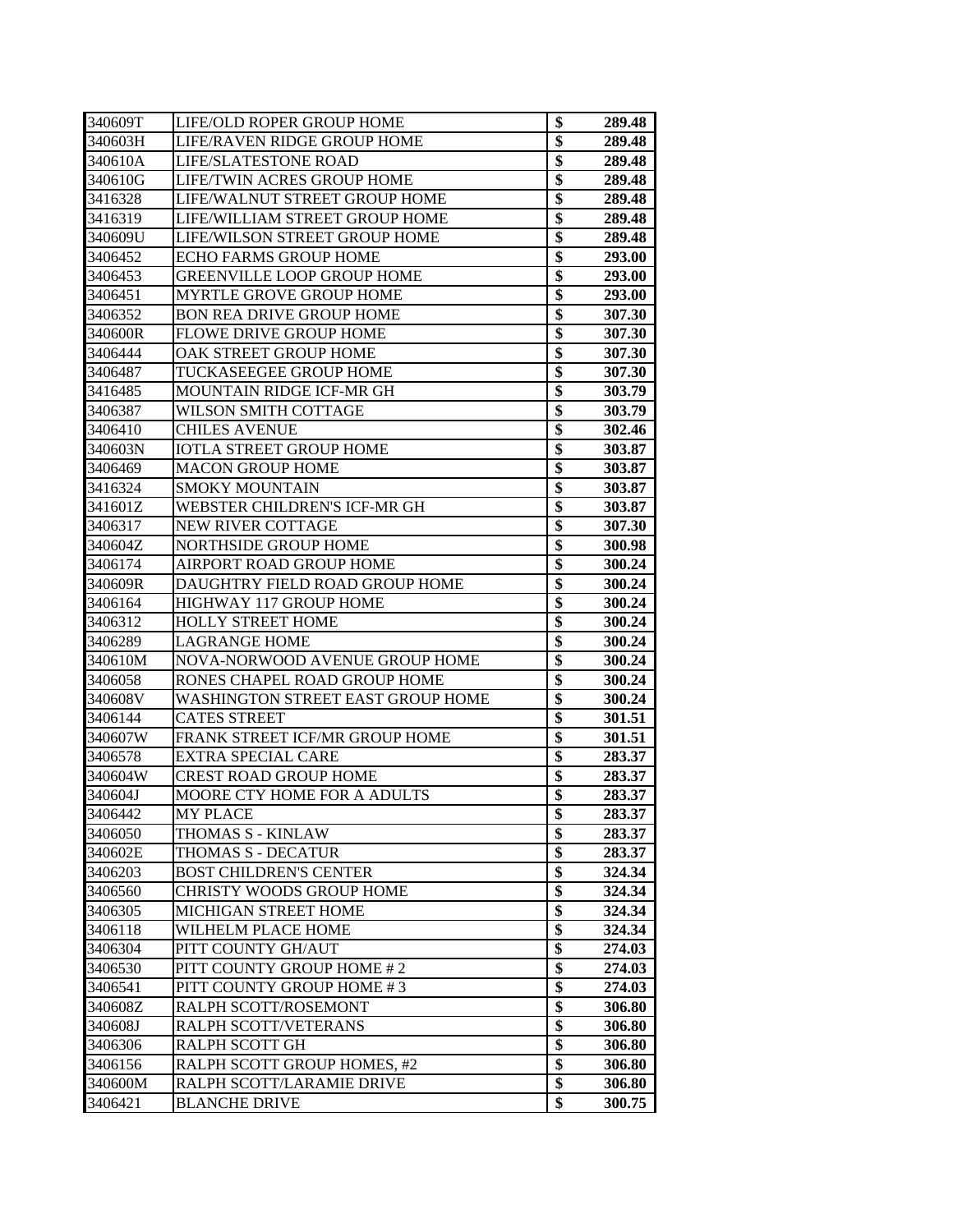| | | | |
|---|---|---|---|
| 340609T | LIFE/OLD ROPER GROUP HOME | $ | 289.48 |
| 340603H | LIFE/RAVEN RIDGE GROUP HOME | $ | 289.48 |
| 340610A | LIFE/SLATESTONE ROAD | $ | 289.48 |
| 340610G | LIFE/TWIN ACRES GROUP HOME | $ | 289.48 |
| 3416328 | LIFE/WALNUT STREET GROUP HOME | $ | 289.48 |
| 3416319 | LIFE/WILLIAM STREET GROUP HOME | $ | 289.48 |
| 340609U | LIFE/WILSON STREET GROUP HOME | $ | 289.48 |
| 3406452 | ECHO FARMS GROUP HOME | $ | 293.00 |
| 3406453 | GREENVILLE LOOP GROUP HOME | $ | 293.00 |
| 3406451 | MYRTLE GROVE GROUP HOME | $ | 293.00 |
| 3406352 | BON REA DRIVE GROUP HOME | $ | 307.30 |
| 340600R | FLOWE DRIVE GROUP HOME | $ | 307.30 |
| 3406444 | OAK STREET GROUP HOME | $ | 307.30 |
| 3406487 | TUCKASEEGEE GROUP HOME | $ | 307.30 |
| 3416485 | MOUNTAIN RIDGE ICF-MR GH | $ | 303.79 |
| 3406387 | WILSON SMITH COTTAGE | $ | 303.79 |
| 3406410 | CHILES AVENUE | $ | 302.46 |
| 340603N | IOTLA STREET GROUP HOME | $ | 303.87 |
| 3406469 | MACON GROUP HOME | $ | 303.87 |
| 3416324 | SMOKY MOUNTAIN | $ | 303.87 |
| 341601Z | WEBSTER CHILDREN'S ICF-MR GH | $ | 303.87 |
| 3406317 | NEW RIVER COTTAGE | $ | 307.30 |
| 340604Z | NORTHSIDE GROUP HOME | $ | 300.98 |
| 3406174 | AIRPORT ROAD GROUP HOME | $ | 300.24 |
| 340609R | DAUGHTRY FIELD ROAD GROUP HOME | $ | 300.24 |
| 3406164 | HIGHWAY 117 GROUP HOME | $ | 300.24 |
| 3406312 | HOLLY STREET HOME | $ | 300.24 |
| 3406289 | LAGRANGE HOME | $ | 300.24 |
| 340610M | NOVA-NORWOOD AVENUE GROUP HOME | $ | 300.24 |
| 3406058 | RONES CHAPEL ROAD GROUP HOME | $ | 300.24 |
| 340608V | WASHINGTON STREET EAST GROUP HOME | $ | 300.24 |
| 3406144 | CATES STREET | $ | 301.51 |
| 340607W | FRANK STREET ICF/MR GROUP HOME | $ | 301.51 |
| 3406578 | EXTRA SPECIAL CARE | $ | 283.37 |
| 340604W | CREST ROAD GROUP HOME | $ | 283.37 |
| 340604J | MOORE CTY HOME FOR A ADULTS | $ | 283.37 |
| 3406442 | MY PLACE | $ | 283.37 |
| 3406050 | THOMAS S - KINLAW | $ | 283.37 |
| 340602E | THOMAS S - DECATUR | $ | 283.37 |
| 3406203 | BOST CHILDREN'S CENTER | $ | 324.34 |
| 3406560 | CHRISTY WOODS GROUP HOME | $ | 324.34 |
| 3406305 | MICHIGAN STREET HOME | $ | 324.34 |
| 3406118 | WILHELM PLACE HOME | $ | 324.34 |
| 3406304 | PITT COUNTY GH/AUT | $ | 274.03 |
| 3406530 | PITT COUNTY GROUP HOME # 2 | $ | 274.03 |
| 3406541 | PITT COUNTY GROUP HOME # 3 | $ | 274.03 |
| 340608Z | RALPH SCOTT/ROSEMONT | $ | 306.80 |
| 340608J | RALPH SCOTT/VETERANS | $ | 306.80 |
| 3406306 | RALPH SCOTT GH | $ | 306.80 |
| 3406156 | RALPH SCOTT GROUP HOMES, #2 | $ | 306.80 |
| 340600M | RALPH SCOTT/LARAMIE DRIVE | $ | 306.80 |
| 3406421 | BLANCHE DRIVE | $ | 300.75 |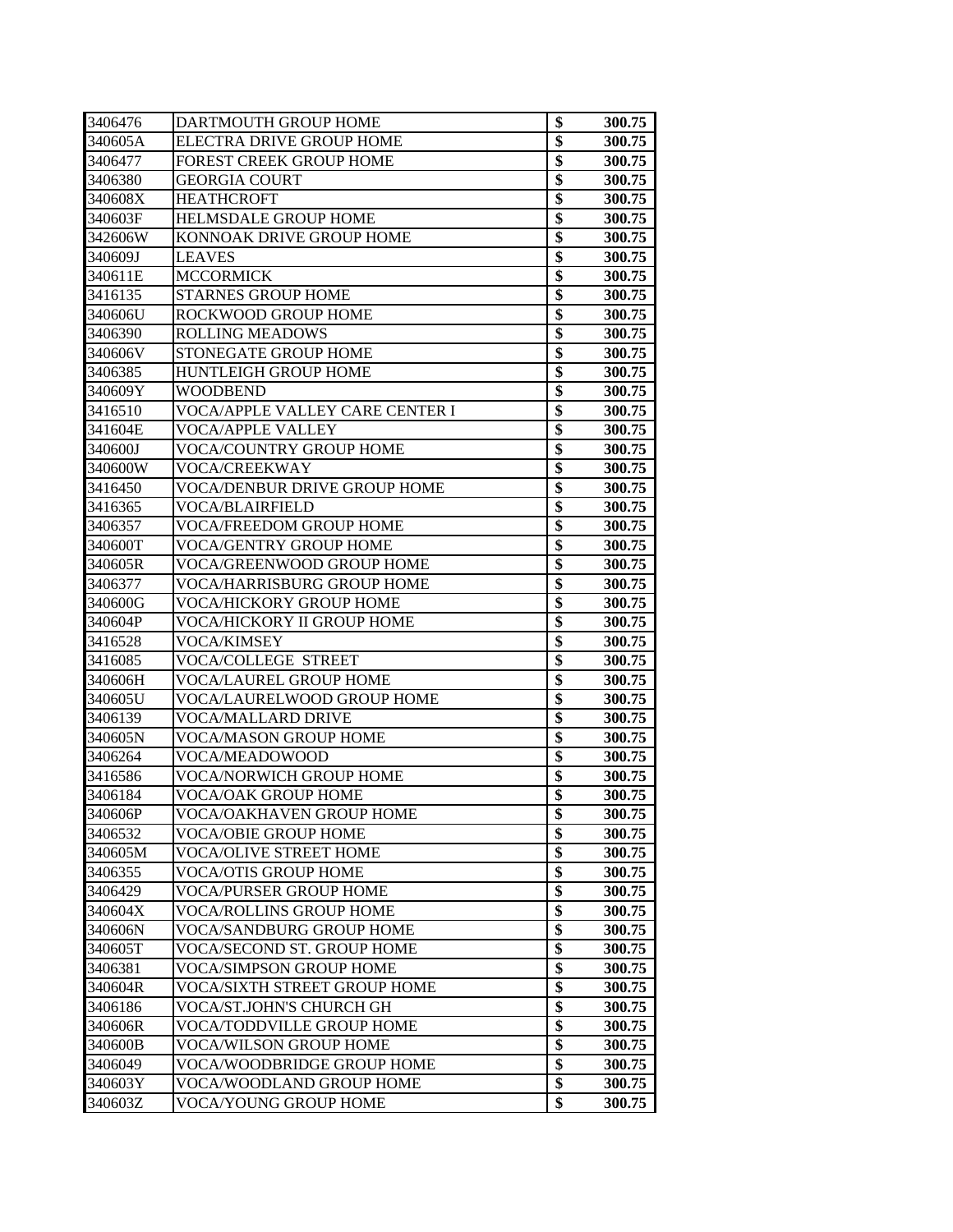| | | | |
|---|---|---|---|
| 3406476 | DARTMOUTH GROUP HOME | $ | 300.75 |
| 340605A | ELECTRA DRIVE GROUP HOME | $ | 300.75 |
| 3406477 | FOREST CREEK GROUP HOME | $ | 300.75 |
| 3406380 | GEORGIA COURT | $ | 300.75 |
| 340608X | HEATHCROFT | $ | 300.75 |
| 340603F | HELMSDALE GROUP HOME | $ | 300.75 |
| 342606W | KONNOAK DRIVE GROUP HOME | $ | 300.75 |
| 340609J | LEAVES | $ | 300.75 |
| 340611E | MCCORMICK | $ | 300.75 |
| 3416135 | STARNES GROUP HOME | $ | 300.75 |
| 340606U | ROCKWOOD GROUP HOME | $ | 300.75 |
| 3406390 | ROLLING MEADOWS | $ | 300.75 |
| 340606V | STONEGATE GROUP HOME | $ | 300.75 |
| 3406385 | HUNTLEIGH GROUP HOME | $ | 300.75 |
| 340609Y | WOODBEND | $ | 300.75 |
| 3416510 | VOCA/APPLE VALLEY CARE CENTER I | $ | 300.75 |
| 341604E | VOCA/APPLE VALLEY | $ | 300.75 |
| 340600J | VOCA/COUNTRY GROUP HOME | $ | 300.75 |
| 340600W | VOCA/CREEKWAY | $ | 300.75 |
| 3416450 | VOCA/DENBUR DRIVE GROUP HOME | $ | 300.75 |
| 3416365 | VOCA/BLAIRFIELD | $ | 300.75 |
| 3406357 | VOCA/FREEDOM GROUP HOME | $ | 300.75 |
| 340600T | VOCA/GENTRY GROUP HOME | $ | 300.75 |
| 340605R | VOCA/GREENWOOD GROUP HOME | $ | 300.75 |
| 3406377 | VOCA/HARRISBURG GROUP HOME | $ | 300.75 |
| 340600G | VOCA/HICKORY GROUP HOME | $ | 300.75 |
| 340604P | VOCA/HICKORY II GROUP HOME | $ | 300.75 |
| 3416528 | VOCA/KIMSEY | $ | 300.75 |
| 3416085 | VOCA/COLLEGE STREET | $ | 300.75 |
| 340606H | VOCA/LAUREL GROUP HOME | $ | 300.75 |
| 340605U | VOCA/LAURELWOOD GROUP HOME | $ | 300.75 |
| 3406139 | VOCA/MALLARD DRIVE | $ | 300.75 |
| 340605N | VOCA/MASON GROUP HOME | $ | 300.75 |
| 3406264 | VOCA/MEADOWOOD | $ | 300.75 |
| 3416586 | VOCA/NORWICH GROUP HOME | $ | 300.75 |
| 3406184 | VOCA/OAK GROUP HOME | $ | 300.75 |
| 340606P | VOCA/OAKHAVEN GROUP HOME | $ | 300.75 |
| 3406532 | VOCA/OBIE GROUP HOME | $ | 300.75 |
| 340605M | VOCA/OLIVE STREET HOME | $ | 300.75 |
| 3406355 | VOCA/OTIS GROUP HOME | $ | 300.75 |
| 3406429 | VOCA/PURSER GROUP HOME | $ | 300.75 |
| 340604X | VOCA/ROLLINS GROUP HOME | $ | 300.75 |
| 340606N | VOCA/SANDBURG GROUP HOME | $ | 300.75 |
| 340605T | VOCA/SECOND ST. GROUP HOME | $ | 300.75 |
| 3406381 | VOCA/SIMPSON GROUP HOME | $ | 300.75 |
| 340604R | VOCA/SIXTH STREET GROUP HOME | $ | 300.75 |
| 3406186 | VOCA/ST.JOHN'S CHURCH GH | $ | 300.75 |
| 340606R | VOCA/TODDVILLE GROUP HOME | $ | 300.75 |
| 340600B | VOCA/WILSON GROUP HOME | $ | 300.75 |
| 3406049 | VOCA/WOODBRIDGE GROUP HOME | $ | 300.75 |
| 340603Y | VOCA/WOODLAND GROUP HOME | $ | 300.75 |
| 340603Z | VOCA/YOUNG GROUP HOME | $ | 300.75 |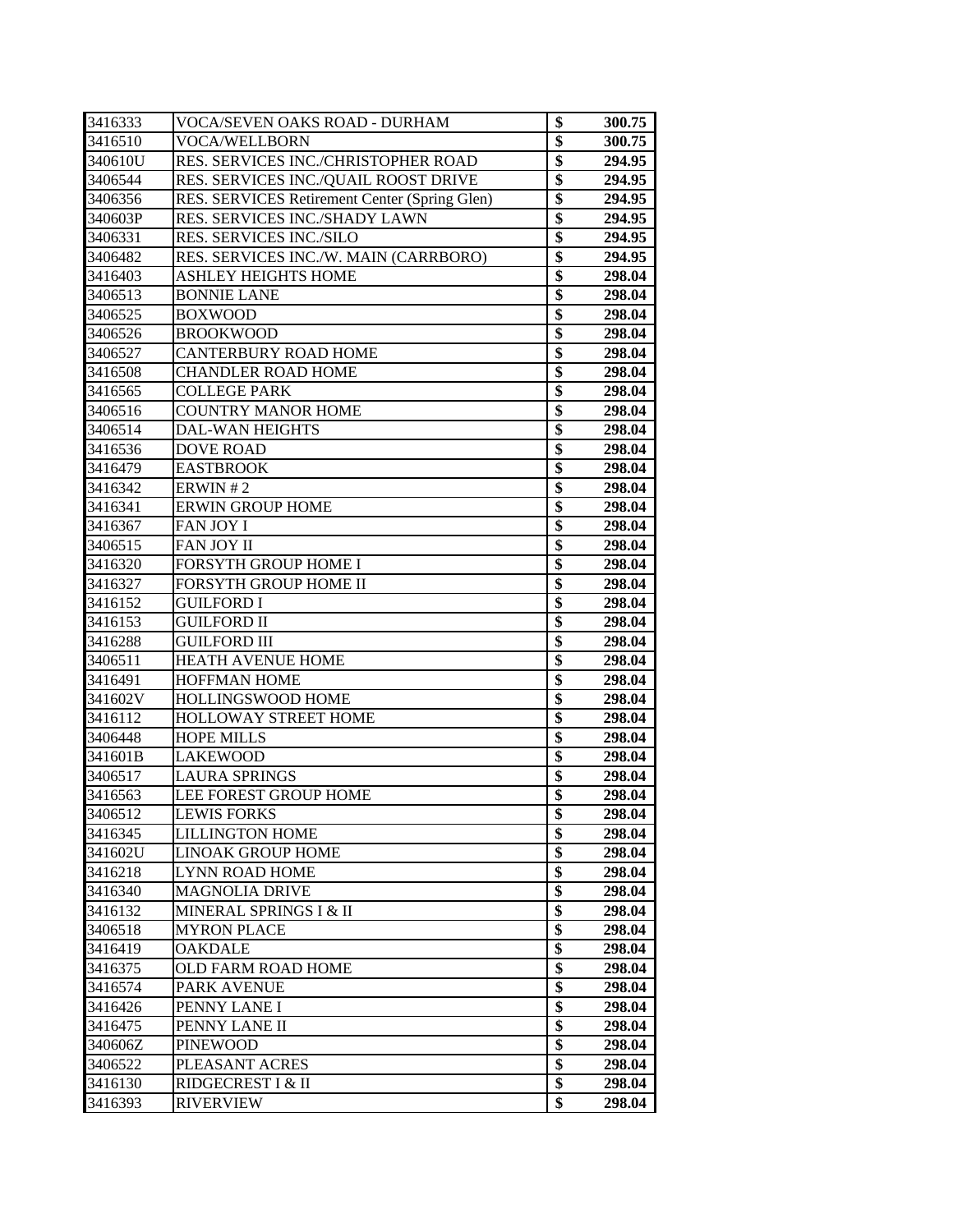| | | | |
|---|---|---|---|
| 3416333 | VOCA/SEVEN OAKS ROAD - DURHAM | $ | **300.75** |
| 3416510 | VOCA/WELLBORN | $ | **300.75** |
| 340610U | RES. SERVICES INC./CHRISTOPHER ROAD | $ | **294.95** |
| 3406544 | RES. SERVICES INC./QUAIL ROOST DRIVE | $ | **294.95** |
| 3406356 | RES. SERVICES Retirement Center (Spring Glen) | $ | **294.95** |
| 340603P | RES. SERVICES INC./SHADY LAWN | $ | **294.95** |
| 3406331 | RES. SERVICES INC./SILO | $ | **294.95** |
| 3406482 | RES. SERVICES INC./W. MAIN (CARRBORO) | $ | **294.95** |
| 3416403 | ASHLEY HEIGHTS HOME | $ | **298.04** |
| 3406513 | BONNIE LANE | $ | **298.04** |
| 3406525 | BOXWOOD | $ | **298.04** |
| 3406526 | BROOKWOOD | $ | **298.04** |
| 3406527 | CANTERBURY ROAD HOME | $ | **298.04** |
| 3416508 | CHANDLER ROAD HOME | $ | **298.04** |
| 3416565 | COLLEGE PARK | $ | **298.04** |
| 3406516 | COUNTRY MANOR HOME | $ | **298.04** |
| 3406514 | DAL-WAN HEIGHTS | $ | **298.04** |
| 3416536 | DOVE ROAD | $ | **298.04** |
| 3416479 | EASTBROOK | $ | **298.04** |
| 3416342 | ERWIN # 2 | $ | **298.04** |
| 3416341 | ERWIN GROUP HOME | $ | **298.04** |
| 3416367 | FAN JOY I | $ | **298.04** |
| 3406515 | FAN JOY II | $ | **298.04** |
| 3416320 | FORSYTH GROUP HOME I | $ | **298.04** |
| 3416327 | FORSYTH GROUP HOME II | $ | **298.04** |
| 3416152 | GUILFORD I | $ | **298.04** |
| 3416153 | GUILFORD II | $ | **298.04** |
| 3416288 | GUILFORD III | $ | **298.04** |
| 3406511 | HEATH AVENUE HOME | $ | **298.04** |
| 3416491 | HOFFMAN HOME | $ | **298.04** |
| 341602V | HOLLINGSWOOD HOME | $ | **298.04** |
| 3416112 | HOLLOWAY STREET HOME | $ | **298.04** |
| 3406448 | HOPE MILLS | $ | **298.04** |
| 341601B | LAKEWOOD | $ | **298.04** |
| 3406517 | LAURA SPRINGS | $ | **298.04** |
| 3416563 | LEE FOREST GROUP HOME | $ | **298.04** |
| 3406512 | LEWIS FORKS | $ | **298.04** |
| 3416345 | LILLINGTON HOME | $ | **298.04** |
| 341602U | LINOAK GROUP HOME | $ | **298.04** |
| 3416218 | LYNN ROAD HOME | $ | **298.04** |
| 3416340 | MAGNOLIA DRIVE | $ | **298.04** |
| 3416132 | MINERAL SPRINGS I & II | $ | **298.04** |
| 3406518 | MYRON PLACE | $ | **298.04** |
| 3416419 | OAKDALE | $ | **298.04** |
| 3416375 | OLD FARM ROAD HOME | $ | **298.04** |
| 3416574 | PARK AVENUE | $ | **298.04** |
| 3416426 | PENNY LANE I | $ | **298.04** |
| 3416475 | PENNY LANE II | $ | **298.04** |
| 340606Z | PINEWOOD | $ | **298.04** |
| 3406522 | PLEASANT ACRES | $ | **298.04** |
| 3416130 | RIDGECREST I & II | $ | **298.04** |
| 3416393 | RIVERVIEW | $ | **298.04** |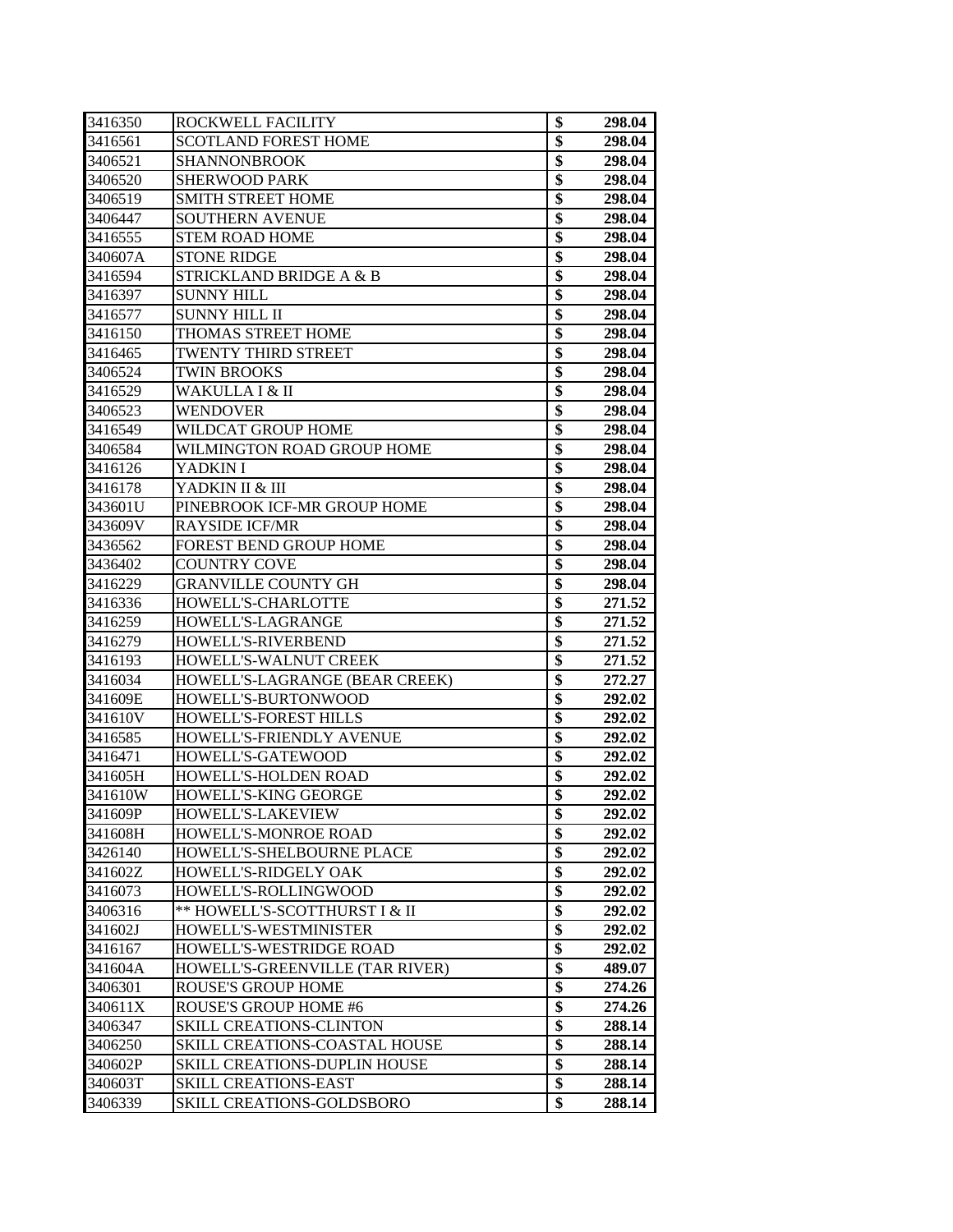| | | | |
|---|---|---|---|
| 3416350 | ROCKWELL FACILITY | $ | 298.04 |
| 3416561 | SCOTLAND FOREST HOME | $ | 298.04 |
| 3406521 | SHANNONBROOK | $ | 298.04 |
| 3406520 | SHERWOOD PARK | $ | 298.04 |
| 3406519 | SMITH STREET HOME | $ | 298.04 |
| 3406447 | SOUTHERN AVENUE | $ | 298.04 |
| 3416555 | STEM ROAD HOME | $ | 298.04 |
| 340607A | STONE RIDGE | $ | 298.04 |
| 3416594 | STRICKLAND BRIDGE A & B | $ | 298.04 |
| 3416397 | SUNNY HILL | $ | 298.04 |
| 3416577 | SUNNY HILL II | $ | 298.04 |
| 3416150 | THOMAS STREET HOME | $ | 298.04 |
| 3416465 | TWENTY THIRD STREET | $ | 298.04 |
| 3406524 | TWIN BROOKS | $ | 298.04 |
| 3416529 | WAKULLA I & II | $ | 298.04 |
| 3406523 | WENDOVER | $ | 298.04 |
| 3416549 | WILDCAT GROUP HOME | $ | 298.04 |
| 3406584 | WILMINGTON ROAD GROUP HOME | $ | 298.04 |
| 3416126 | YADKIN I | $ | 298.04 |
| 3416178 | YADKIN II & III | $ | 298.04 |
| 343601U | PINEBROOK ICF-MR GROUP HOME | $ | 298.04 |
| 343609V | RAYSIDE ICF/MR | $ | 298.04 |
| 3436562 | FOREST BEND GROUP HOME | $ | 298.04 |
| 3436402 | COUNTRY COVE | $ | 298.04 |
| 3416229 | GRANVILLE COUNTY GH | $ | 298.04 |
| 3416336 | HOWELL'S-CHARLOTTE | $ | 271.52 |
| 3416259 | HOWELL'S-LAGRANGE | $ | 271.52 |
| 3416279 | HOWELL'S-RIVERBEND | $ | 271.52 |
| 3416193 | HOWELL'S-WALNUT CREEK | $ | 271.52 |
| 3416034 | HOWELL'S-LAGRANGE (BEAR CREEK) | $ | 272.27 |
| 341609E | HOWELL'S-BURTONWOOD | $ | 292.02 |
| 341610V | HOWELL'S-FOREST HILLS | $ | 292.02 |
| 3416585 | HOWELL'S-FRIENDLY AVENUE | $ | 292.02 |
| 3416471 | HOWELL'S-GATEWOOD | $ | 292.02 |
| 341605H | HOWELL'S-HOLDEN ROAD | $ | 292.02 |
| 341610W | HOWELL'S-KING GEORGE | $ | 292.02 |
| 341609P | HOWELL'S-LAKEVIEW | $ | 292.02 |
| 341608H | HOWELL'S-MONROE ROAD | $ | 292.02 |
| 3426140 | HOWELL'S-SHELBOURNE PLACE | $ | 292.02 |
| 341602Z | HOWELL'S-RIDGELY OAK | $ | 292.02 |
| 3416073 | HOWELL'S-ROLLINGWOOD | $ | 292.02 |
| 3406316 | ** HOWELL'S-SCOTTHURST I & II | $ | 292.02 |
| 341602J | HOWELL'S-WESTMINISTER | $ | 292.02 |
| 3416167 | HOWELL'S-WESTRIDGE ROAD | $ | 292.02 |
| 341604A | HOWELL'S-GREENVILLE (TAR RIVER) | $ | 489.07 |
| 3406301 | ROUSE'S GROUP HOME | $ | 274.26 |
| 340611X | ROUSE'S GROUP HOME #6 | $ | 274.26 |
| 3406347 | SKILL CREATIONS-CLINTON | $ | 288.14 |
| 3406250 | SKILL CREATIONS-COASTAL HOUSE | $ | 288.14 |
| 340602P | SKILL CREATIONS-DUPLIN HOUSE | $ | 288.14 |
| 340603T | SKILL CREATIONS-EAST | $ | 288.14 |
| 3406339 | SKILL CREATIONS-GOLDSBORO | $ | 288.14 |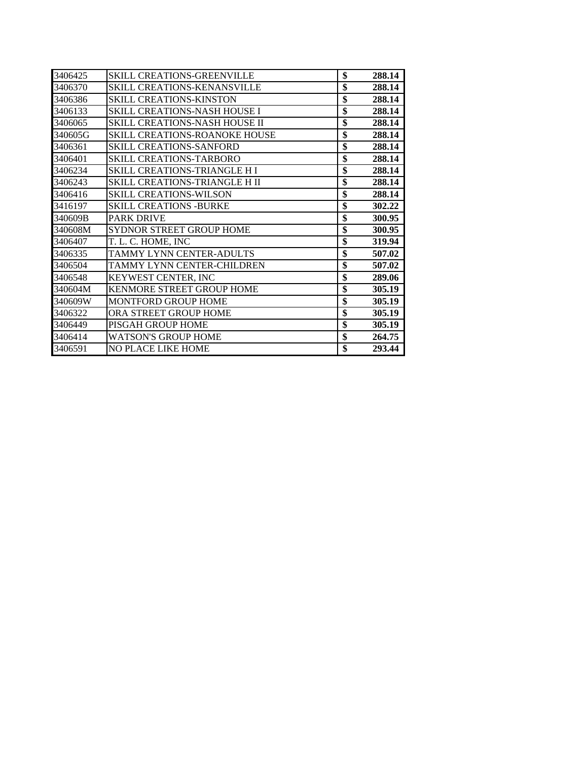| | | | |
|---|---|---|---|
| 3406425 | SKILL CREATIONS-GREENVILLE | $ | **288.14** |
| 3406370 | SKILL CREATIONS-KENANSVILLE | $ | **288.14** |
| 3406386 | SKILL CREATIONS-KINSTON | $ | **288.14** |
| 3406133 | SKILL CREATIONS-NASH HOUSE I | $ | **288.14** |
| 3406065 | SKILL CREATIONS-NASH HOUSE II | $ | **288.14** |
| 340605G | SKILL CREATIONS-ROANOKE HOUSE | $ | **288.14** |
| 3406361 | SKILL CREATIONS-SANFORD | $ | **288.14** |
| 3406401 | SKILL CREATIONS-TARBORO | $ | **288.14** |
| 3406234 | SKILL CREATIONS-TRIANGLE H I | $ | **288.14** |
| 3406243 | SKILL CREATIONS-TRIANGLE H II | $ | **288.14** |
| 3406416 | SKILL CREATIONS-WILSON | $ | **288.14** |
| 3416197 | SKILL CREATIONS -BURKE | $ | **302.22** |
| 340609B | PARK DRIVE | $ | **300.95** |
| 340608M | SYDNOR STREET GROUP HOME | $ | **300.95** |
| 3406407 | T. L. C. HOME, INC | $ | **319.94** |
| 3406335 | TAMMY LYNN CENTER-ADULTS | $ | **507.02** |
| 3406504 | TAMMY LYNN CENTER-CHILDREN | $ | **507.02** |
| 3406548 | KEYWEST CENTER, INC | $ | **289.06** |
| 340604M | KENMORE STREET GROUP HOME | $ | **305.19** |
| 340609W | MONTFORD GROUP HOME | $ | **305.19** |
| 3406322 | ORA STREET GROUP HOME | $ | **305.19** |
| 3406449 | PISGAH GROUP HOME | $ | **305.19** |
| 3406414 | WATSON'S GROUP HOME | $ | **264.75** |
| 3406591 | NO PLACE LIKE HOME | $ | **293.44** |